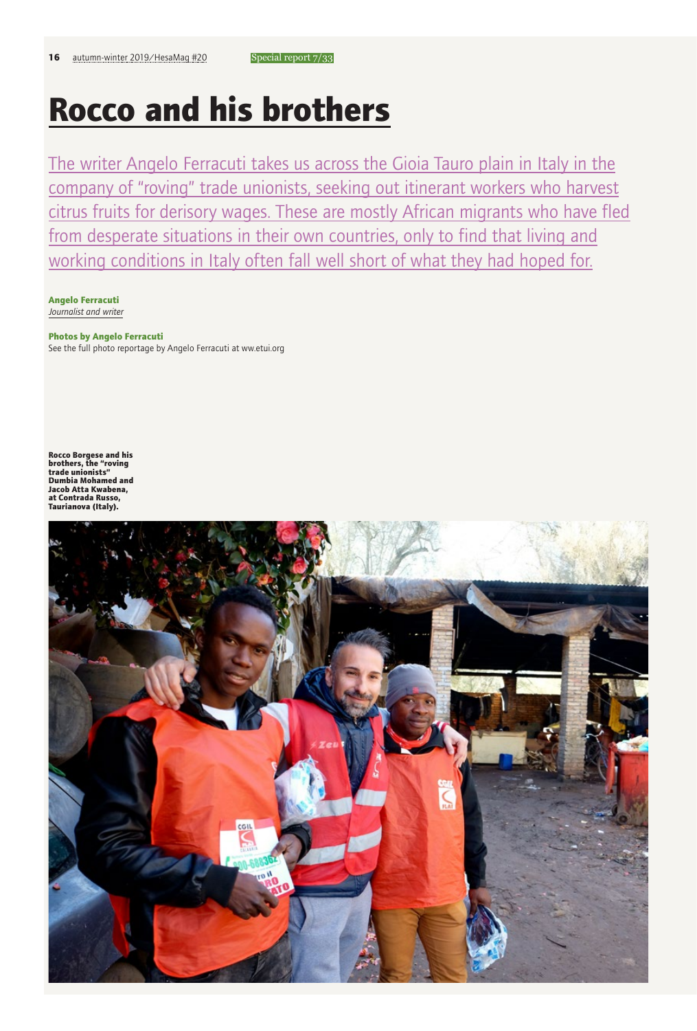# Rocco and his brothers

The writer Angelo Ferracuti takes us across the Gioia Tauro plain in Italy in the company of "roving" trade unionists, seeking out itinerant workers who harvest citrus fruits for derisory wages. These are mostly African migrants who have fled from desperate situations in their own countries, only to find that living and working conditions in Italy often fall well short of what they had hoped for.

**Angelo Ferracuti**
*Journalist and writer*

**Photos by Angelo Ferracuti**
See the full photo reportage by Angelo Ferracuti at ww.etui.org

**Rocco Borgese and his brothers, the "roving trade unionists" Dumbia Mohamed and Jacob Atta Kwabena, at Contrada Russo, Taurianova (Italy).**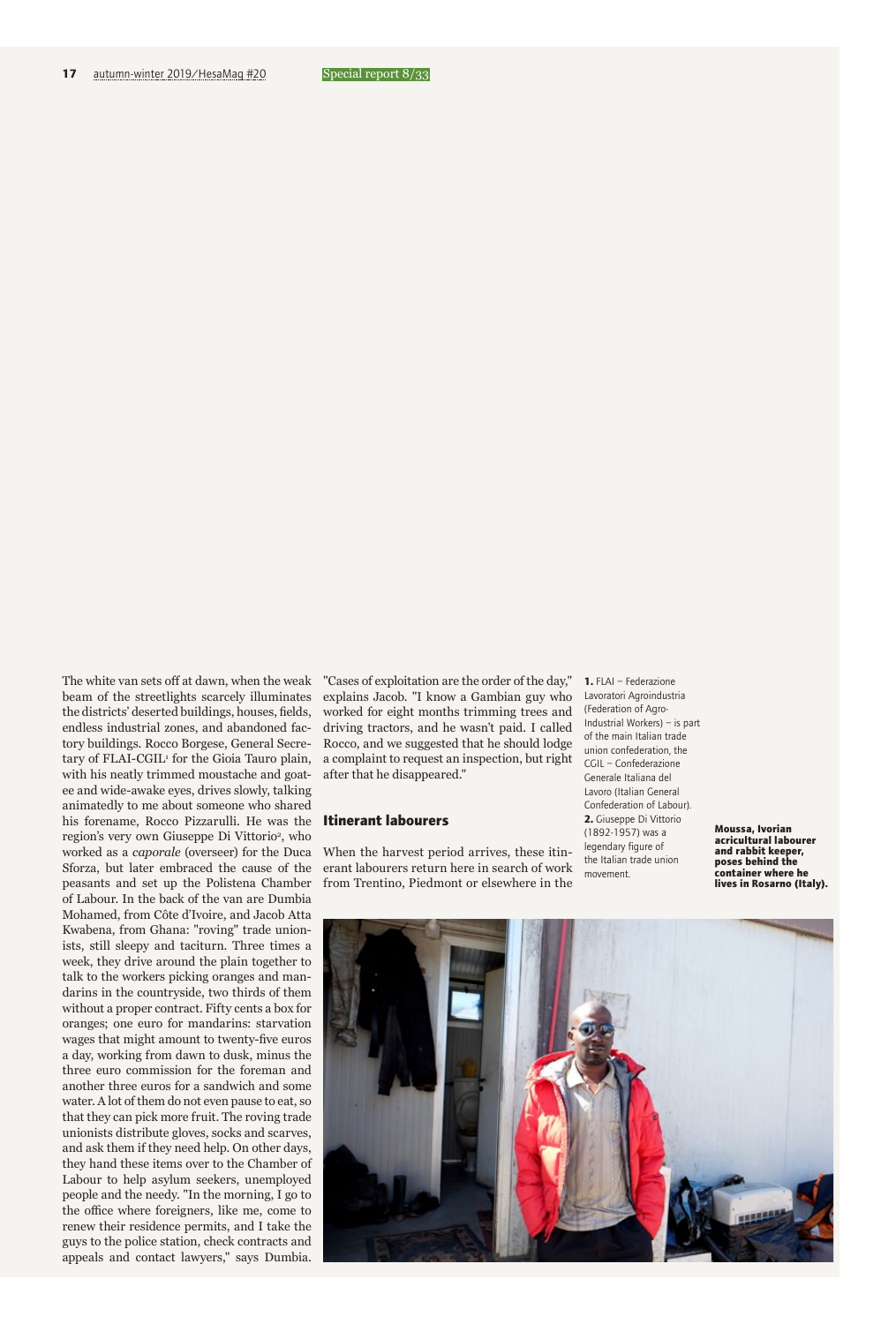The white van sets off at dawn, when the weak beam of the streetlights scarcely illuminates the districts' deserted buildings, houses, fields, endless industrial zones, and abandoned factory buildings. Rocco Borgese, General Secretary of FLAI-CGIL[1] for the Gioia Tauro plain, with his neatly trimmed moustache and goatee and wide-awake eyes, drives slowly, talking animatedly to me about someone who shared his forename, Rocco Pizzarulli. He was the region's very own Giuseppe Di Vittorio[2], who worked as a *caporale* (overseer) for the Duca Sforza, but later embraced the cause of the peasants and set up the Polistena Chamber of Labour. In the back of the van are Dumbia Mohamed, from Côte d'Ivoire, and Jacob Atta Kwabena, from Ghana: "roving" trade unionists, still sleepy and taciturn. Three times a week, they drive around the plain together to talk to the workers picking oranges and mandarins in the countryside, two thirds of them without a proper contract. Fifty cents a box for oranges; one euro for mandarins: starvation wages that might amount to twenty-five euros a day, working from dawn to dusk, minus the three euro commission for the foreman and another three euros for a sandwich and some water. A lot of them do not even pause to eat, so that they can pick more fruit. The roving trade unionists distribute gloves, socks and scarves, and ask them if they need help. On other days, they hand these items over to the Chamber of Labour to help asylum seekers, unemployed people and the needy. "In the morning, I go to the office where foreigners, like me, come to renew their residence permits, and I take the guys to the police station, check contracts and appeals and contact lawyers," says Dumbia. "Cases of exploitation are the order of the day," explains Jacob. "I know a Gambian guy who worked for eight months trimming trees and driving tractors, and he wasn't paid. I called Rocco, and we suggested that he should lodge a complaint to request an inspection, but right after that he disappeared."

## Itinerant labourers

When the harvest period arrives, these itinerant labourers return here in search of work from Trentino, Piedmont or elsewhere in the

**1.** FLAI – Federazione Lavoratori Agroindustria (Federation of Agro-Industrial Workers) – is part of the main Italian trade union confederation, the CGIL – Confederazione Generale Italiana del Lavoro (Italian General Confederation of Labour).
**2.** Giuseppe Di Vittorio (1892-1957) was a legendary figure of the Italian trade union movement.

**Moussa, Ivorian acricultural labourer and rabbit keeper, poses behind the container where he lives in Rosarno (Italy).**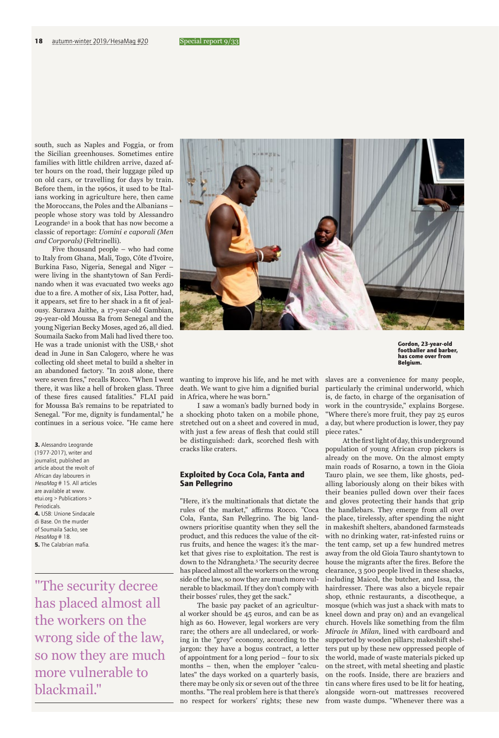south, such as Naples and Foggia, or from the Sicilian greenhouses. Sometimes entire families with little children arrive, dazed after hours on the road, their luggage piled up on old cars, or travelling for days by train. Before them, in the 1960s, it used to be Italians working in agriculture here, then came the Moroccans, the Poles and the Albanians – people whose story was told by Alessandro Leogrande[3] in a book that has now become a classic of reportage: *Uomini e caporali (Men and Corporals)* (Feltrinelli).

Five thousand people – who had come to Italy from Ghana, Mali, Togo, Côte d'Ivoire, Burkina Faso, Nigeria, Senegal and Niger – were living in the shantytown of San Ferdinando when it was evacuated two weeks ago due to a fire. A mother of six, Lisa Potter, had, it appears, set fire to her shack in a fit of jealousy. Surawa Jaithe, a 17-year-old Gambian, 29-year-old Moussa Ba from Senegal and the young Nigerian Becky Moses, aged 26, all died. Soumaila Sacko from Mali had lived there too. He was a trade unionist with the USB,[4] shot dead in June in San Calogero, where he was collecting old sheet metal to build a shelter in an abandoned factory. "In 2018 alone, there were seven fires," recalls Rocco. "When I went there, it was like a hell of broken glass. Three of these fires caused fatalities." FLAI paid for Moussa Ba's remains to be repatriated to Senegal. "For me, dignity is fundamental," he continues in a serious voice. "He came here wanting to improve his life, and he met with death. We want to give him a dignified burial in Africa, where he was born."

I saw a woman's badly burned body in a shocking photo taken on a mobile phone, stretched out on a sheet and covered in mud, with just a few areas of flesh that could still be distinguished: dark, scorched flesh with cracks like craters.

**Gordon, 23-year-old footballer and barber, has come over from Belgium.**

## Exploited by Coca Cola, Fanta and San Pellegrino

"Here, it's the multinationals that dictate the rules of the market," affirms Rocco. "Coca Cola, Fanta, San Pellegrino. The big landowners prioritise quantity when they sell the product, and this reduces the value of the citrus fruits, and hence the wages: it's the market that gives rise to exploitation. The rest is down to the Ndrangheta.[5] The security decree has placed almost all the workers on the wrong side of the law, so now they are much more vulnerable to blackmail. If they don't comply with their bosses' rules, they get the sack."

The basic pay packet of an agricultural worker should be 45 euros, and can be as high as 60. However, legal workers are very rare; the others are all undeclared, or working in the "grey" economy, according to the jargon: they have a bogus contract, a letter of appointment for a long period – four to six months – then, when the employer "calculates" the days worked on a quarterly basis, there may be only six or seven out of the three months. "The real problem here is that there's no respect for workers' rights; these new slaves are a convenience for many people, particularly the criminal underworld, which is, de facto, in charge of the organisation of work in the countryside," explains Borgese. "Where there's more fruit, they pay 25 euros a day, but where production is lower, they pay piece rates."

At the first light of day, this underground population of young African crop pickers is already on the move. On the almost empty main roads of Rosarno, a town in the Gioia Tauro plain, we see them, like ghosts, pedalling laboriously along on their bikes with their beanies pulled down over their faces and gloves protecting their hands that grip the handlebars. They emerge from all over the place, tirelessly, after spending the night in makeshift shelters, abandoned farmsteads with no drinking water, rat-infested ruins or the tent camp, set up a few hundred metres away from the old Gioia Tauro shantytown to house the migrants after the fires. Before the clearance, 3 500 people lived in these shacks, including Maicol, the butcher, and Issa, the hairdresser. There was also a bicycle repair shop, ethnic restaurants, a discotheque, a mosque (which was just a shack with mats to kneel down and pray on) and an evangelical church. Hovels like something from the film *Miracle in Milan*, lined with cardboard and supported by wooden pillars; makeshift shelters put up by these new oppressed people of the world, made of waste materials picked up on the street, with metal sheeting and plastic on the roofs. Inside, there are braziers and tin cans where fires used to be lit for heating, alongside worn-out mattresses recovered from waste dumps. "Whenever there was a

> "The security decree has placed almost all the workers on the wrong side of the law, so now they are much more vulnerable to blackmail."

**3.** Alessandro Leogrande (1977-2017), writer and journalist, published an article about the revolt of African day labourers in *HesaMag* # 15. All articles are available at www.etui.org > Publications > Periodicals.
**4.** USB: Unione Sindacale di Base. On the murder of Soumaila Sacko, see *HesaMag* # 18.
**5.** The Calabrian mafia.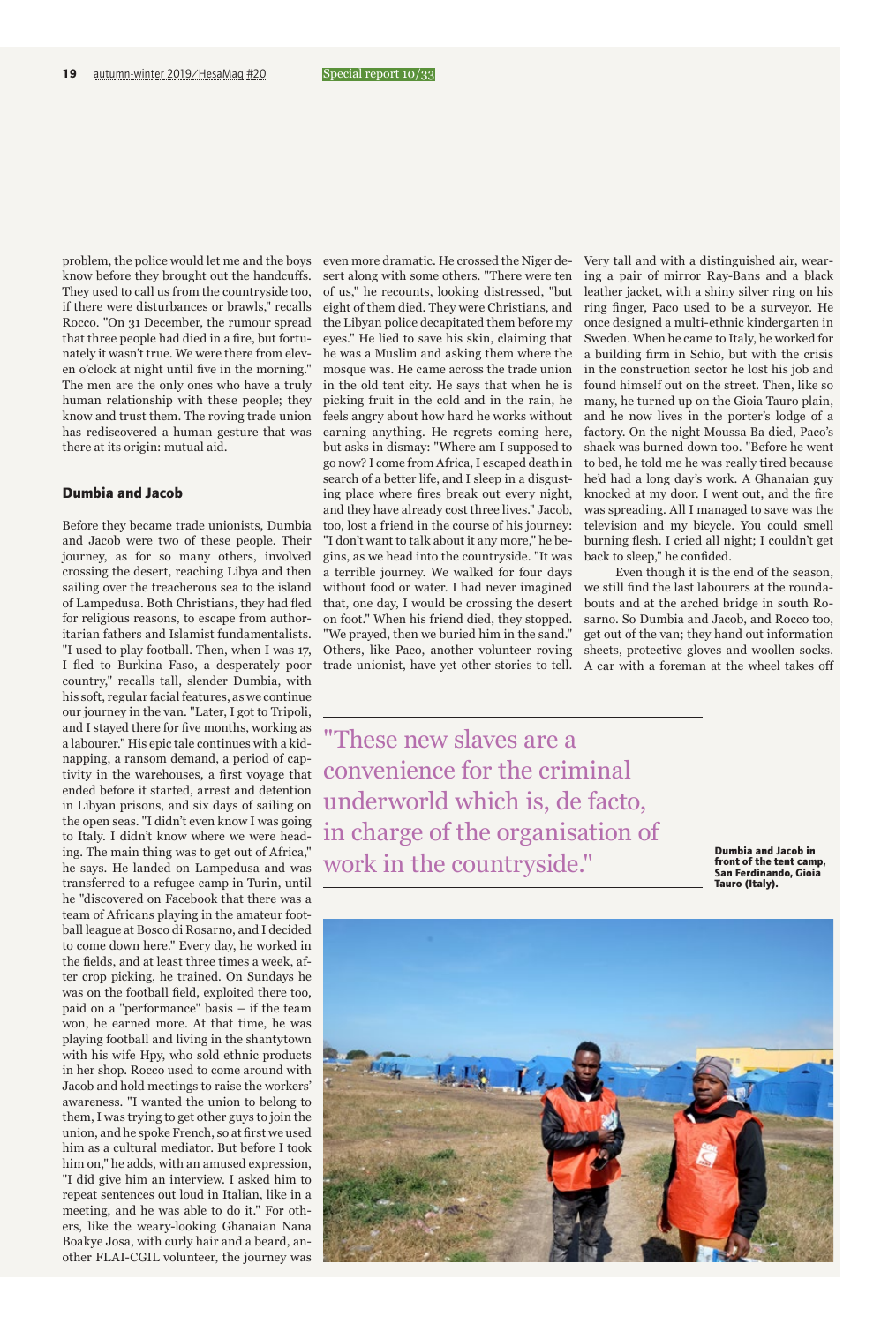problem, the police would let me and the boys know before they brought out the handcuffs. They used to call us from the countryside too, if there were disturbances or brawls," recalls Rocco. "On 31 December, the rumour spread that three people had died in a fire, but fortunately it wasn't true. We were there from eleven o'clock at night until five in the morning." The men are the only ones who have a truly human relationship with these people; they know and trust them. The roving trade union has rediscovered a human gesture that was there at its origin: mutual aid.

### Dumbia and Jacob

Before they became trade unionists, Dumbia and Jacob were two of these people. Their journey, as for so many others, involved crossing the desert, reaching Libya and then sailing over the treacherous sea to the island of Lampedusa. Both Christians, they had fled for religious reasons, to escape from authoritarian fathers and Islamist fundamentalists. "I used to play football. Then, when I was 17, I fled to Burkina Faso, a desperately poor country," recalls tall, slender Dumbia, with his soft, regular facial features, as we continue our journey in the van. "Later, I got to Tripoli, and I stayed there for five months, working as a labourer." His epic tale continues with a kidnapping, a ransom demand, a period of captivity in the warehouses, a first voyage that ended before it started, arrest and detention in Libyan prisons, and six days of sailing on the open seas. "I didn't even know I was going to Italy. I didn't know where we were heading. The main thing was to get out of Africa," he says. He landed on Lampedusa and was transferred to a refugee camp in Turin, until he "discovered on Facebook that there was a team of Africans playing in the amateur football league at Bosco di Rosarno, and I decided to come down here." Every day, he worked in the fields, and at least three times a week, after crop picking, he trained. On Sundays he was on the football field, exploited there too, paid on a "performance" basis – if the team won, he earned more. At that time, he was playing football and living in the shantytown with his wife Hpy, who sold ethnic products in her shop. Rocco used to come around with Jacob and hold meetings to raise the workers' awareness. "I wanted the union to belong to them, I was trying to get other guys to join the union, and he spoke French, so at first we used him as a cultural mediator. But before I took him on," he adds, with an amused expression, "I did give him an interview. I asked him to repeat sentences out loud in Italian, like in a meeting, and he was able to do it." For others, like the weary-looking Ghanaian Nana Boakye Josa, with curly hair and a beard, another FLAI-CGIL volunteer, the journey was even more dramatic. He crossed the Niger desert along with some others. "There were ten of us," he recounts, looking distressed, "but eight of them died. They were Christians, and the Libyan police decapitated them before my eyes." He lied to save his skin, claiming that he was a Muslim and asking them where the mosque was. He came across the trade union in the old tent city. He says that when he is picking fruit in the cold and in the rain, he feels angry about how hard he works without earning anything. He regrets coming here, but asks in dismay: "Where am I supposed to go now? I come from Africa, I escaped death in search of a better life, and I sleep in a disgusting place where fires break out every night, and they have already cost three lives." Jacob, too, lost a friend in the course of his journey: "I don't want to talk about it any more," he begins, as we head into the countryside. "It was a terrible journey. We walked for four days without food or water. I had never imagined that, one day, I would be crossing the desert on foot." When his friend died, they stopped. "We prayed, then we buried him in the sand." Others, like Paco, another volunteer roving trade unionist, have yet other stories to tell. Very tall and with a distinguished air, wearing a pair of mirror Ray-Bans and a black leather jacket, with a shiny silver ring on his ring finger, Paco used to be a surveyor. He once designed a multi-ethnic kindergarten in Sweden. When he came to Italy, he worked for a building firm in Schio, but with the crisis in the construction sector he lost his job and found himself out on the street. Then, like so many, he turned up on the Gioia Tauro plain, and he now lives in the porter's lodge of a factory. On the night Moussa Ba died, Paco's shack was burned down too. "Before he went to bed, he told me he was really tired because he'd had a long day's work. A Ghanaian guy knocked at my door. I went out, and the fire was spreading. All I managed to save was the television and my bicycle. You could smell burning flesh. I cried all night; I couldn't get back to sleep," he confided.

Even though it is the end of the season, we still find the last labourers at the roundabouts and at the arched bridge in south Rosarno. So Dumbia and Jacob, and Rocco too, get out of the van; they hand out information sheets, protective gloves and woollen socks. A car with a foreman at the wheel takes off

> "These new slaves are a convenience for the criminal underworld which is, de facto, in charge of the organisation of work in the countryside."

**Dumbia and Jacob in front of the tent camp, San Ferdinando, Gioia Tauro (Italy).**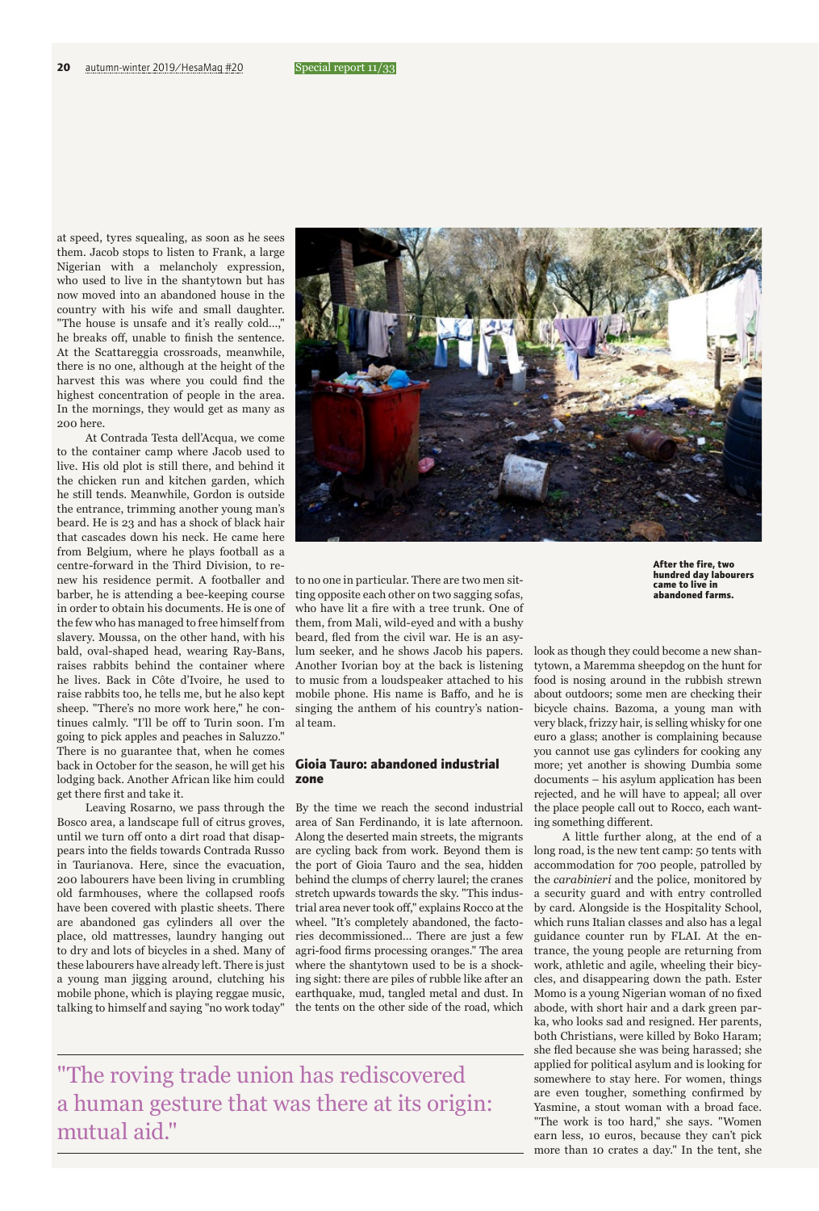at speed, tyres squealing, as soon as he sees them. Jacob stops to listen to Frank, a large Nigerian with a melancholy expression, who used to live in the shantytown but has now moved into an abandoned house in the country with his wife and small daughter. "The house is unsafe and it's really cold...," he breaks off, unable to finish the sentence. At the Scattareggia crossroads, meanwhile, there is no one, although at the height of the harvest this was where you could find the highest concentration of people in the area. In the mornings, they would get as many as 200 here.

At Contrada Testa dell'Acqua, we come to the container camp where Jacob used to live. His old plot is still there, and behind it the chicken run and kitchen garden, which he still tends. Meanwhile, Gordon is outside the entrance, trimming another young man's beard. He is 23 and has a shock of black hair that cascades down his neck. He came here from Belgium, where he plays football as a centre-forward in the Third Division, to renew his residence permit. A footballer and barber, he is attending a bee-keeping course in order to obtain his documents. He is one of the few who has managed to free himself from slavery. Moussa, on the other hand, with his bald, oval-shaped head, wearing Ray-Bans, raises rabbits behind the container where he lives. Back in Côte d'Ivoire, he used to raise rabbits too, he tells me, but he also kept sheep. "There's no more work here," he continues calmly. "I'll be off to Turin soon. I'm going to pick apples and peaches in Saluzzo." There is no guarantee that, when he comes back in October for the season, he will get his lodging back. Another African like him could get there first and take it.

Leaving Rosarno, we pass through the Bosco area, a landscape full of citrus groves, until we turn off onto a dirt road that disappears into the fields towards Contrada Russo in Taurianova. Here, since the evacuation, 200 labourers have been living in crumbling old farmhouses, where the collapsed roofs have been covered with plastic sheets. There are abandoned gas cylinders all over the place, old mattresses, laundry hanging out to dry and lots of bicycles in a shed. Many of these labourers have already left. There is just a young man jigging around, clutching his mobile phone, which is playing reggae music, talking to himself and saying "no work today" to no one in particular. There are two men sitting opposite each other on two sagging sofas, who have lit a fire with a tree trunk. One of them, from Mali, wild-eyed and with a bushy beard, fled from the civil war. He is an asylum seeker, and he shows Jacob his papers. Another Ivorian boy at the back is listening to music from a loudspeaker attached to his mobile phone. His name is Baffo, and he is singing the anthem of his country's national team.

**After the fire, two hundred day labourers came to live in abandoned farms.**

## Gioia Tauro: abandoned industrial zone

By the time we reach the second industrial area of San Ferdinando, it is late afternoon. Along the deserted main streets, the migrants are cycling back from work. Beyond them is the port of Gioia Tauro and the sea, hidden behind the clumps of cherry laurel; the cranes stretch upwards towards the sky. "This industrial area never took off," explains Rocco at the wheel. "It's completely abandoned, the factories decommissioned... There are just a few agri-food firms processing oranges." The area where the shantytown used to be is a shocking sight: there are piles of rubble like after an earthquake, mud, tangled metal and dust. In the tents on the other side of the road, which look as though they could become a new shantytown, a Maremma sheepdog on the hunt for food is nosing around in the rubbish strewn about outdoors; some men are checking their bicycle chains. Bazoma, a young man with very black, frizzy hair, is selling whisky for one euro a glass; another is complaining because you cannot use gas cylinders for cooking any more; yet another is showing Dumbia some documents – his asylum application has been rejected, and he will have to appeal; all over the place people call out to Rocco, each wanting something different.

A little further along, at the end of a long road, is the new tent camp: 50 tents with accommodation for 700 people, patrolled by the *carabinieri* and the police, monitored by a security guard and with entry controlled by card. Alongside is the Hospitality School, which runs Italian classes and also has a legal guidance counter run by FLAI. At the entrance, the young people are returning from work, athletic and agile, wheeling their bicycles, and disappearing down the path. Ester Momo is a young Nigerian woman of no fixed abode, with short hair and a dark green parka, who looks sad and resigned. Her parents, both Christians, were killed by Boko Haram; she fled because she was being harassed; she applied for political asylum and is looking for somewhere to stay here. For women, things are even tougher, something confirmed by Yasmine, a stout woman with a broad face. "The work is too hard," she says. "Women earn less, 10 euros, because they can't pick more than 10 crates a day." In the tent, she

> "The roving trade union has rediscovered a human gesture that was there at its origin: mutual aid."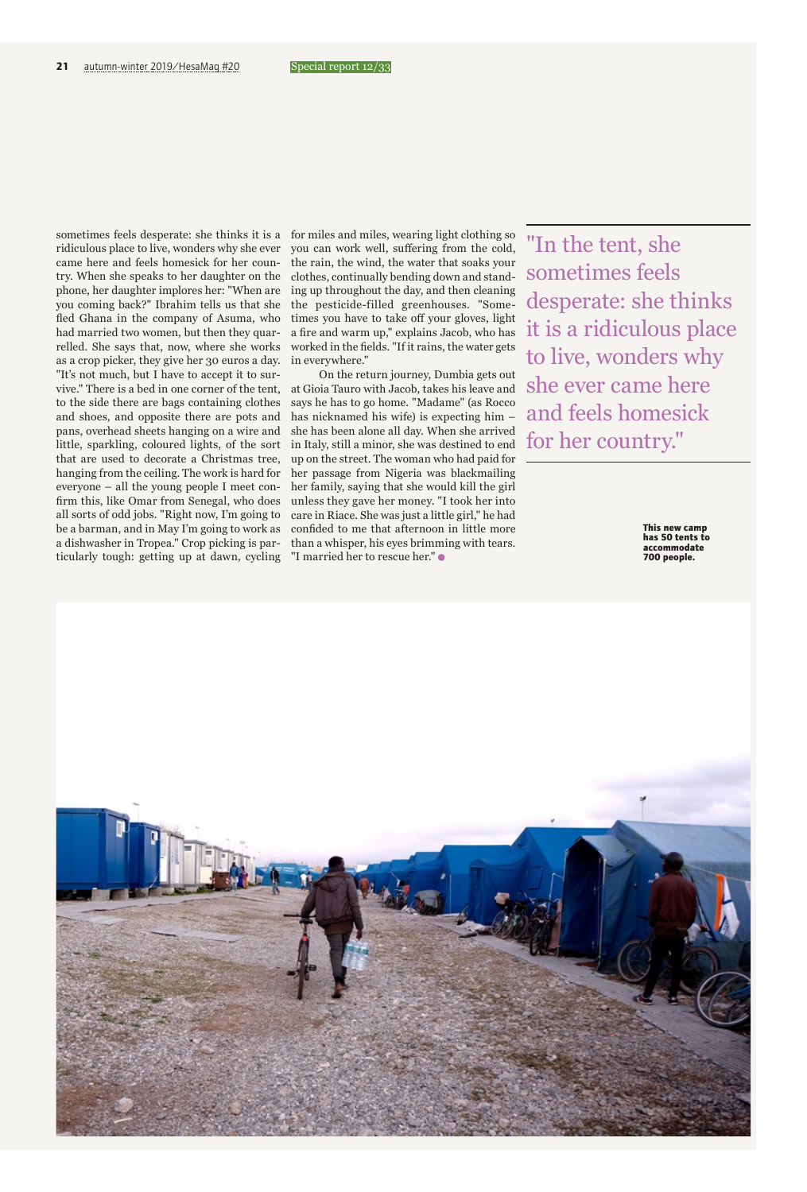sometimes feels desperate: she thinks it is a ridiculous place to live, wonders why she ever came here and feels homesick for her country. When she speaks to her daughter on the phone, her daughter implores her: "When are you coming back?" Ibrahim tells us that she fled Ghana in the company of Asuma, who had married two women, but then they quarrelled. She says that, now, where she works as a crop picker, they give her 30 euros a day. "It's not much, but I have to accept it to survive." There is a bed in one corner of the tent, to the side there are bags containing clothes and shoes, and opposite there are pots and pans, overhead sheets hanging on a wire and little, sparkling, coloured lights, of the sort that are used to decorate a Christmas tree, hanging from the ceiling. The work is hard for everyone – all the young people I meet confirm this, like Omar from Senegal, who does all sorts of odd jobs. "Right now, I'm going to be a barman, and in May I'm going to work as a dishwasher in Tropea." Crop picking is particularly tough: getting up at dawn, cycling for miles and miles, wearing light clothing so you can work well, suffering from the cold, the rain, the wind, the water that soaks your clothes, continually bending down and standing up throughout the day, and then cleaning the pesticide-filled greenhouses. "Sometimes you have to take off your gloves, light a fire and warm up," explains Jacob, who has worked in the fields. "If it rains, the water gets in everywhere."

On the return journey, Dumbia gets out at Gioia Tauro with Jacob, takes his leave and says he has to go home. "Madame" (as Rocco has nicknamed his wife) is expecting him – she has been alone all day. When she arrived in Italy, still a minor, she was destined to end up on the street. The woman who had paid for her passage from Nigeria was blackmailing her family, saying that she would kill the girl unless they gave her money. "I took her into care in Riace. She was just a little girl," he had confided to me that afternoon in little more than a whisper, his eyes brimming with tears. "I married her to rescue her."

> "In the tent, she sometimes feels desperate: she thinks it is a ridiculous place to live, wonders why she ever came here and feels homesick for her country."

**This new camp has 50 tents to accommodate 700 people.**